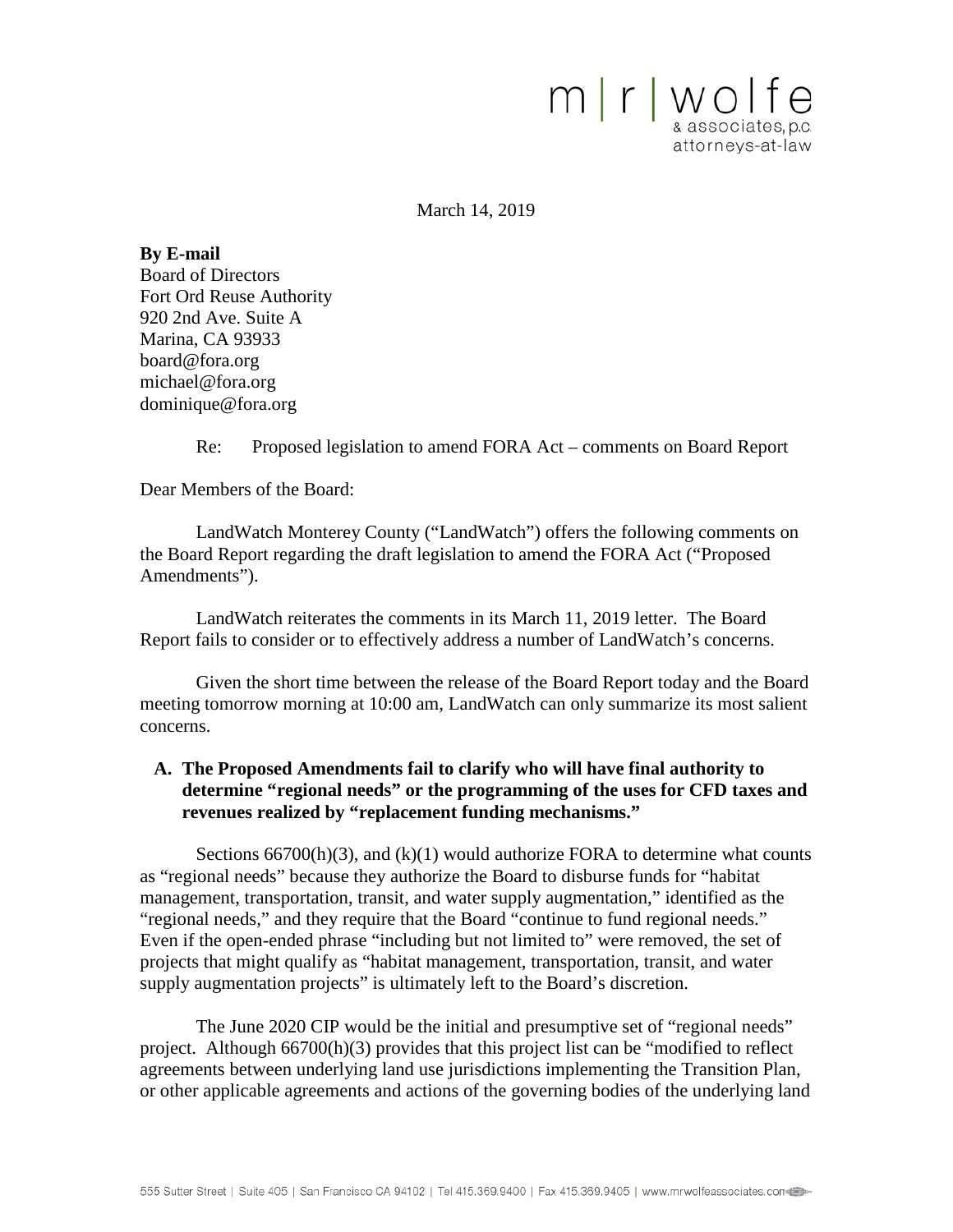m | r | wolfe
& associates, p.c.
attorneys-at-law

March 14, 2019

**By E-mail**
Board of Directors
Fort Ord Reuse Authority
920 2nd Ave. Suite A
Marina, CA 93933
board@fora.org
michael@fora.org
dominique@fora.org

Re: Proposed legislation to amend FORA Act – comments on Board Report

Dear Members of the Board:

LandWatch Monterey County ("LandWatch") offers the following comments on the Board Report regarding the draft legislation to amend the FORA Act ("Proposed Amendments").

LandWatch reiterates the comments in its March 11, 2019 letter. The Board Report fails to consider or to effectively address a number of LandWatch's concerns.

Given the short time between the release of the Board Report today and the Board meeting tomorrow morning at 10:00 am, LandWatch can only summarize its most salient concerns.

**A. The Proposed Amendments fail to clarify who will have final authority to determine "regional needs" or the programming of the uses for CFD taxes and revenues realized by "replacement funding mechanisms."**

Sections 66700(h)(3), and (k)(1) would authorize FORA to determine what counts as "regional needs" because they authorize the Board to disburse funds for "habitat management, transportation, transit, and water supply augmentation," identified as the "regional needs," and they require that the Board "continue to fund regional needs." Even if the open-ended phrase "including but not limited to" were removed, the set of projects that might qualify as "habitat management, transportation, transit, and water supply augmentation projects" is ultimately left to the Board's discretion.

The June 2020 CIP would be the initial and presumptive set of "regional needs" project. Although 66700(h)(3) provides that this project list can be "modified to reflect agreements between underlying land use jurisdictions implementing the Transition Plan, or other applicable agreements and actions of the governing bodies of the underlying land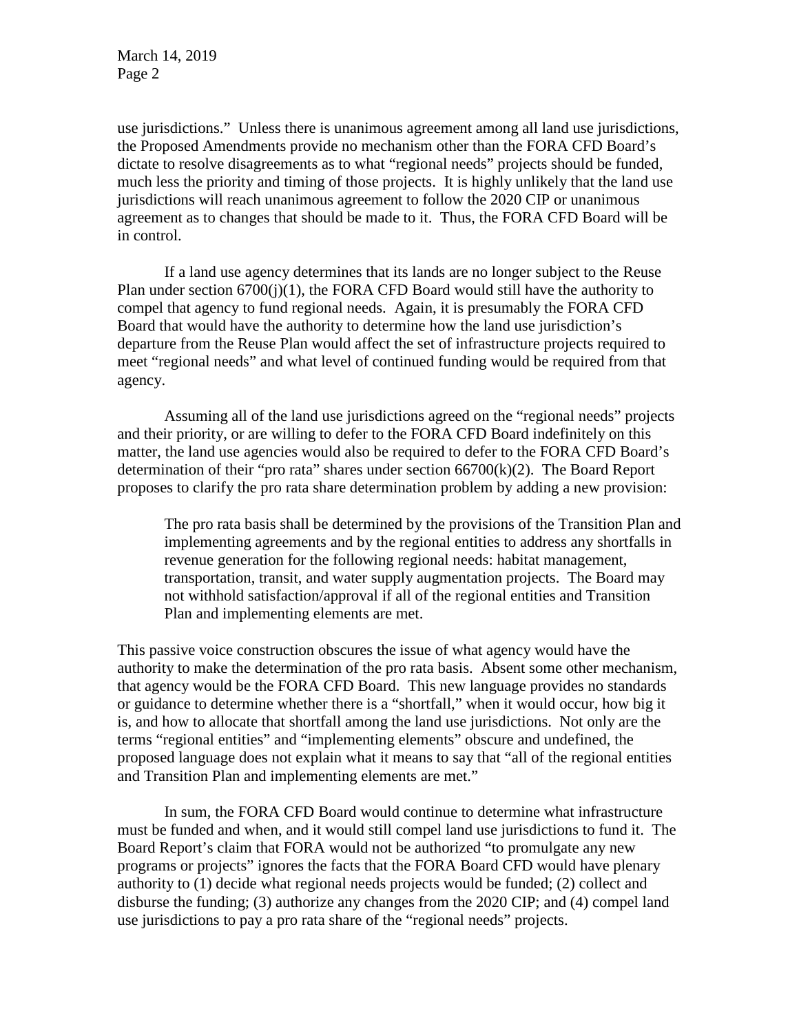use jurisdictions." Unless there is unanimous agreement among all land use jurisdictions, the Proposed Amendments provide no mechanism other than the FORA CFD Board's dictate to resolve disagreements as to what "regional needs" projects should be funded, much less the priority and timing of those projects. It is highly unlikely that the land use jurisdictions will reach unanimous agreement to follow the 2020 CIP or unanimous agreement as to changes that should be made to it. Thus, the FORA CFD Board will be in control.

If a land use agency determines that its lands are no longer subject to the Reuse Plan under section 6700(j)(1), the FORA CFD Board would still have the authority to compel that agency to fund regional needs. Again, it is presumably the FORA CFD Board that would have the authority to determine how the land use jurisdiction's departure from the Reuse Plan would affect the set of infrastructure projects required to meet "regional needs" and what level of continued funding would be required from that agency.

Assuming all of the land use jurisdictions agreed on the "regional needs" projects and their priority, or are willing to defer to the FORA CFD Board indefinitely on this matter, the land use agencies would also be required to defer to the FORA CFD Board's determination of their "pro rata" shares under section 66700(k)(2). The Board Report proposes to clarify the pro rata share determination problem by adding a new provision:

> The pro rata basis shall be determined by the provisions of the Transition Plan and implementing agreements and by the regional entities to address any shortfalls in revenue generation for the following regional needs: habitat management, transportation, transit, and water supply augmentation projects. The Board may not withhold satisfaction/approval if all of the regional entities and Transition Plan and implementing elements are met.

This passive voice construction obscures the issue of what agency would have the authority to make the determination of the pro rata basis. Absent some other mechanism, that agency would be the FORA CFD Board. This new language provides no standards or guidance to determine whether there is a "shortfall," when it would occur, how big it is, and how to allocate that shortfall among the land use jurisdictions. Not only are the terms "regional entities" and "implementing elements" obscure and undefined, the proposed language does not explain what it means to say that "all of the regional entities and Transition Plan and implementing elements are met."

In sum, the FORA CFD Board would continue to determine what infrastructure must be funded and when, and it would still compel land use jurisdictions to fund it. The Board Report's claim that FORA would not be authorized "to promulgate any new programs or projects" ignores the facts that the FORA Board CFD would have plenary authority to (1) decide what regional needs projects would be funded; (2) collect and disburse the funding; (3) authorize any changes from the 2020 CIP; and (4) compel land use jurisdictions to pay a pro rata share of the "regional needs" projects.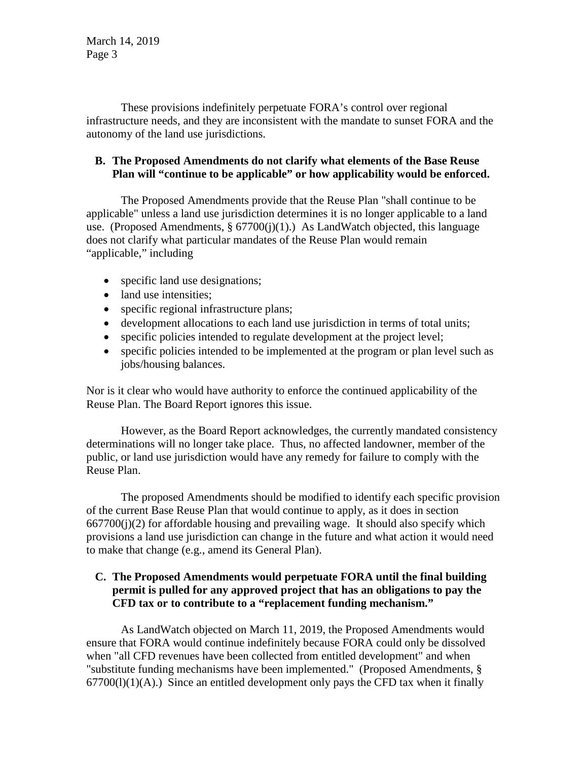These provisions indefinitely perpetuate FORA's control over regional infrastructure needs, and they are inconsistent with the mandate to sunset FORA and the autonomy of the land use jurisdictions.

**B. The Proposed Amendments do not clarify what elements of the Base Reuse Plan will "continue to be applicable" or how applicability would be enforced.**

The Proposed Amendments provide that the Reuse Plan "shall continue to be applicable" unless a land use jurisdiction determines it is no longer applicable to a land use. (Proposed Amendments, § 67700(j)(1).) As LandWatch objected, this language does not clarify what particular mandates of the Reuse Plan would remain "applicable," including

- specific land use designations;
- land use intensities;
- specific regional infrastructure plans;
- development allocations to each land use jurisdiction in terms of total units;
- specific policies intended to regulate development at the project level;
- specific policies intended to be implemented at the program or plan level such as jobs/housing balances.

Nor is it clear who would have authority to enforce the continued applicability of the Reuse Plan. The Board Report ignores this issue.

However, as the Board Report acknowledges, the currently mandated consistency determinations will no longer take place. Thus, no affected landowner, member of the public, or land use jurisdiction would have any remedy for failure to comply with the Reuse Plan.

The proposed Amendments should be modified to identify each specific provision of the current Base Reuse Plan that would continue to apply, as it does in section 667700(j)(2) for affordable housing and prevailing wage. It should also specify which provisions a land use jurisdiction can change in the future and what action it would need to make that change (e.g., amend its General Plan).

**C. The Proposed Amendments would perpetuate FORA until the final building permit is pulled for any approved project that has an obligations to pay the CFD tax or to contribute to a "replacement funding mechanism."**

As LandWatch objected on March 11, 2019, the Proposed Amendments would ensure that FORA would continue indefinitely because FORA could only be dissolved when "all CFD revenues have been collected from entitled development" and when "substitute funding mechanisms have been implemented." (Proposed Amendments, § 67700(l)(1)(A).) Since an entitled development only pays the CFD tax when it finally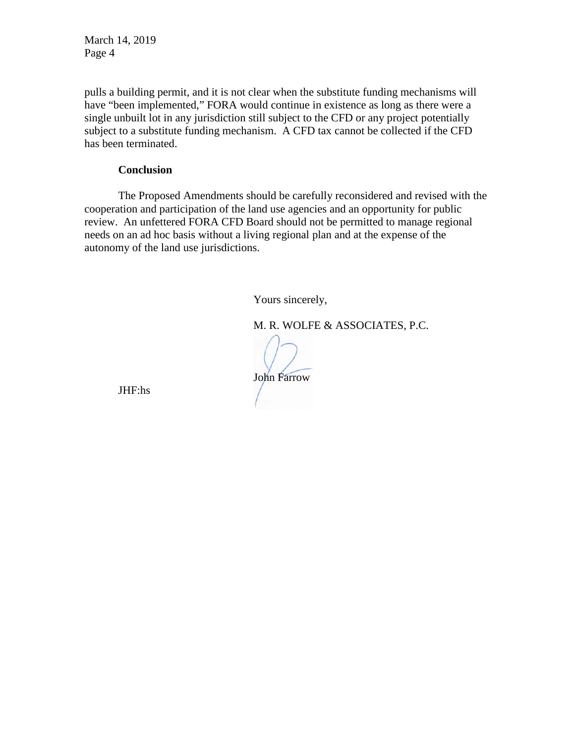pulls a building permit, and it is not clear when the substitute funding mechanisms will have "been implemented," FORA would continue in existence as long as there were a single unbuilt lot in any jurisdiction still subject to the CFD or any project potentially subject to a substitute funding mechanism. A CFD tax cannot be collected if the CFD has been terminated.

**Conclusion**

The Proposed Amendments should be carefully reconsidered and revised with the cooperation and participation of the land use agencies and an opportunity for public review. An unfettered FORA CFD Board should not be permitted to manage regional needs on an ad hoc basis without a living regional plan and at the expense of the autonomy of the land use jurisdictions.

Yours sincerely,

M. R. WOLFE & ASSOCIATES, P.C.

John Farrow

JHF:hs